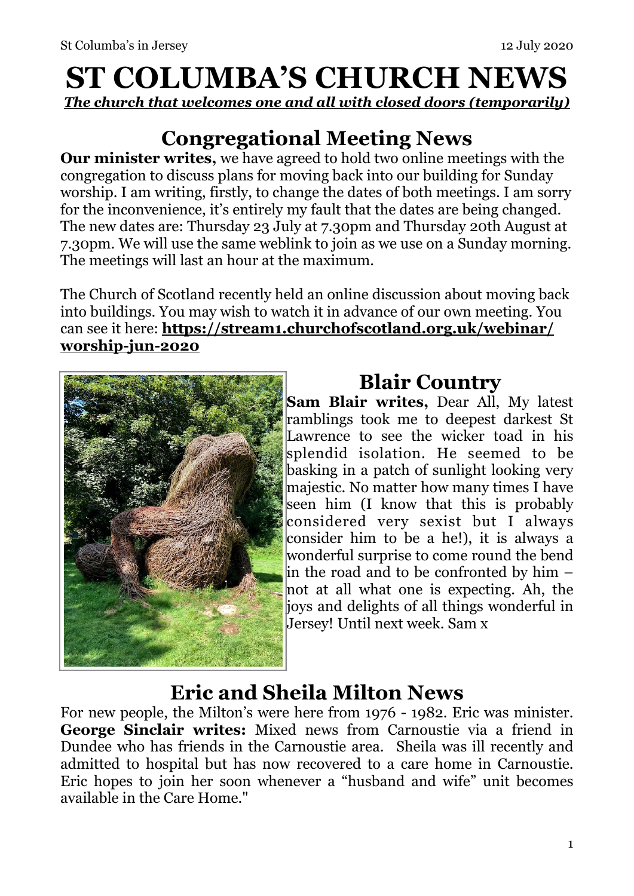# ST COLUMBA'S CHURCH NEWS

***The church that welcomes one and all with closed doors (temporarily)***

## Congregational Meeting News

**Our minister writes,** we have agreed to hold two online meetings with the congregation to discuss plans for moving back into our building for Sunday worship. I am writing, firstly, to change the dates of both meetings. I am sorry for the inconvenience, it's entirely my fault that the dates are being changed. The new dates are: Thursday 23 July at 7.30pm and Thursday 20th August at 7.30pm. We will use the same weblink to join as we use on a Sunday morning. The meetings will last an hour at the maximum.

The Church of Scotland recently held an online discussion about moving back into buildings. You may wish to watch it in advance of our own meeting. You can see it here: **https://stream1.churchofscotland.org.uk/webinar/worship-jun-2020**

## Blair Country

**Sam Blair writes,** Dear All, My latest ramblings took me to deepest darkest St Lawrence to see the wicker toad in his splendid isolation. He seemed to be basking in a patch of sunlight looking very majestic. No matter how many times I have seen him (I know that this is probably considered very sexist but I always consider him to be a he!), it is always a wonderful surprise to come round the bend in the road and to be confronted by him – not at all what one is expecting. Ah, the joys and delights of all things wonderful in Jersey! Until next week. Sam x

## Eric and Sheila Milton News

For new people, the Milton's were here from 1976 - 1982. Eric was minister. **George Sinclair writes:** Mixed news from Carnoustie via a friend in Dundee who has friends in the Carnoustie area. Sheila was ill recently and admitted to hospital but has now recovered to a care home in Carnoustie. Eric hopes to join her soon whenever a "husband and wife" unit becomes available in the Care Home."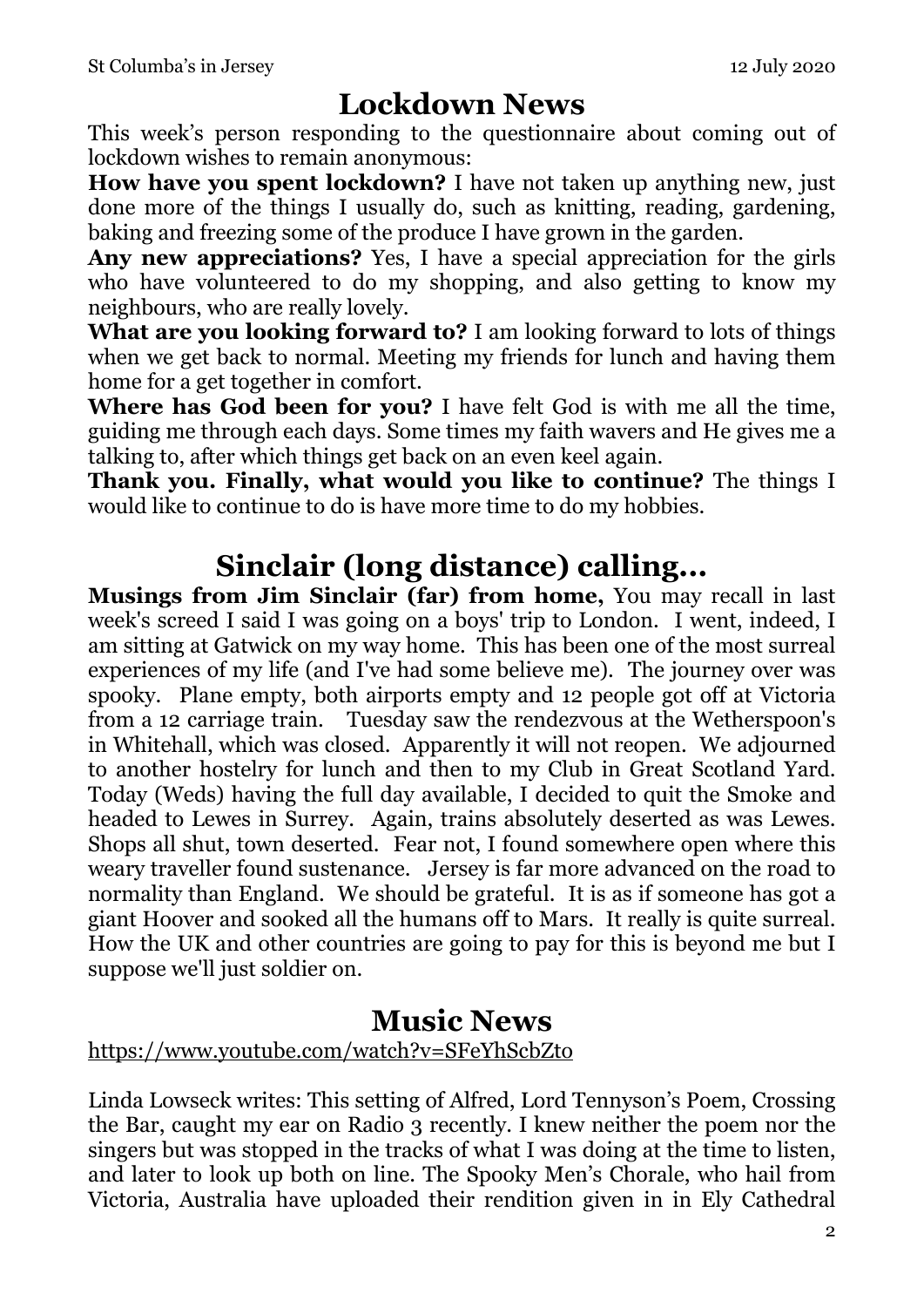# Lockdown News

This week's person responding to the questionnaire about coming out of lockdown wishes to remain anonymous:

**How have you spent lockdown?** I have not taken up anything new, just done more of the things I usually do, such as knitting, reading, gardening, baking and freezing some of the produce I have grown in the garden.

**Any new appreciations?** Yes, I have a special appreciation for the girls who have volunteered to do my shopping, and also getting to know my neighbours, who are really lovely.

**What are you looking forward to?** I am looking forward to lots of things when we get back to normal. Meeting my friends for lunch and having them home for a get together in comfort.

**Where has God been for you?** I have felt God is with me all the time, guiding me through each days. Some times my faith wavers and He gives me a talking to, after which things get back on an even keel again.

**Thank you. Finally, what would you like to continue?** The things I would like to continue to do is have more time to do my hobbies.

# Sinclair (long distance) calling…

**Musings from Jim Sinclair (far) from home,** You may recall in last week's screed I said I was going on a boys' trip to London. I went, indeed, I am sitting at Gatwick on my way home. This has been one of the most surreal experiences of my life (and I've had some believe me). The journey over was spooky. Plane empty, both airports empty and 12 people got off at Victoria from a 12 carriage train. Tuesday saw the rendezvous at the Wetherspoon's in Whitehall, which was closed. Apparently it will not reopen. We adjourned to another hostelry for lunch and then to my Club in Great Scotland Yard. Today (Weds) having the full day available, I decided to quit the Smoke and headed to Lewes in Surrey. Again, trains absolutely deserted as was Lewes. Shops all shut, town deserted. Fear not, I found somewhere open where this weary traveller found sustenance. Jersey is far more advanced on the road to normality than England. We should be grateful. It is as if someone has got a giant Hoover and sooked all the humans off to Mars. It really is quite surreal. How the UK and other countries are going to pay for this is beyond me but I suppose we'll just soldier on.

# Music News

https://www.youtube.com/watch?v=SFeYhScbZto

Linda Lowseck writes: This setting of Alfred, Lord Tennyson's Poem, Crossing the Bar, caught my ear on Radio 3 recently. I knew neither the poem nor the singers but was stopped in the tracks of what I was doing at the time to listen, and later to look up both on line. The Spooky Men's Chorale, who hail from Victoria, Australia have uploaded their rendition given in in Ely Cathedral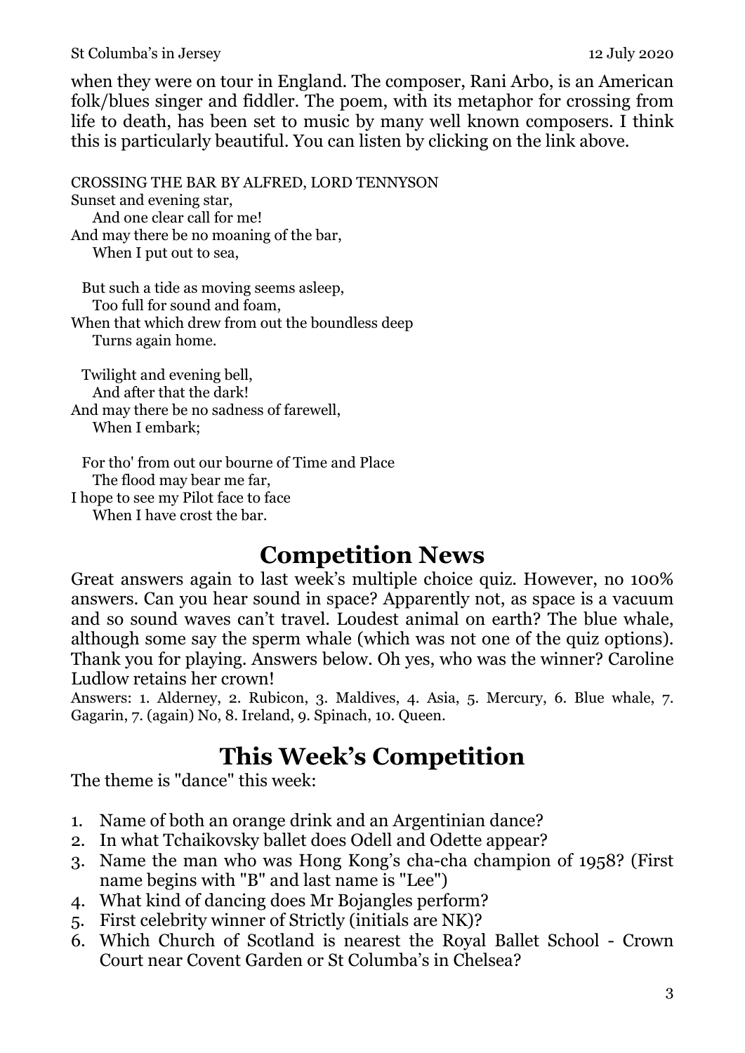when they were on tour in England. The composer, Rani Arbo, is an American folk/blues singer and fiddler. The poem, with its metaphor for crossing from life to death, has been set to music by many well known composers. I think this is particularly beautiful. You can listen by clicking on the link above.

CROSSING THE BAR BY ALFRED, LORD TENNYSON

Sunset and evening star,  
And one clear call for me!  
And may there be no moaning of the bar,  
When I put out to sea,

But such a tide as moving seems asleep,  
Too full for sound and foam,  
When that which drew from out the boundless deep  
Turns again home.

Twilight and evening bell,  
And after that the dark!  
And may there be no sadness of farewell,  
When I embark;

For tho' from out our bourne of Time and Place  
The flood may bear me far,  
I hope to see my Pilot face to face  
When I have crost the bar.

## Competition News

Great answers again to last week's multiple choice quiz. However, no 100% answers. Can you hear sound in space? Apparently not, as space is a vacuum and so sound waves can't travel. Loudest animal on earth? The blue whale, although some say the sperm whale (which was not one of the quiz options). Thank you for playing. Answers below. Oh yes, who was the winner? Caroline Ludlow retains her crown!

Answers: 1. Alderney, 2. Rubicon, 3. Maldives, 4. Asia, 5. Mercury, 6. Blue whale, 7. Gagarin, 7. (again) No, 8. Ireland, 9. Spinach, 10. Queen.

## This Week's Competition

The theme is "dance" this week:

1. Name of both an orange drink and an Argentinian dance?
2. In what Tchaikovsky ballet does Odell and Odette appear?
3. Name the man who was Hong Kong's cha-cha champion of 1958? (First name begins with "B" and last name is "Lee")
4. What kind of dancing does Mr Bojangles perform?
5. First celebrity winner of Strictly (initials are NK)?
6. Which Church of Scotland is nearest the Royal Ballet School - Crown Court near Covent Garden or St Columba's in Chelsea?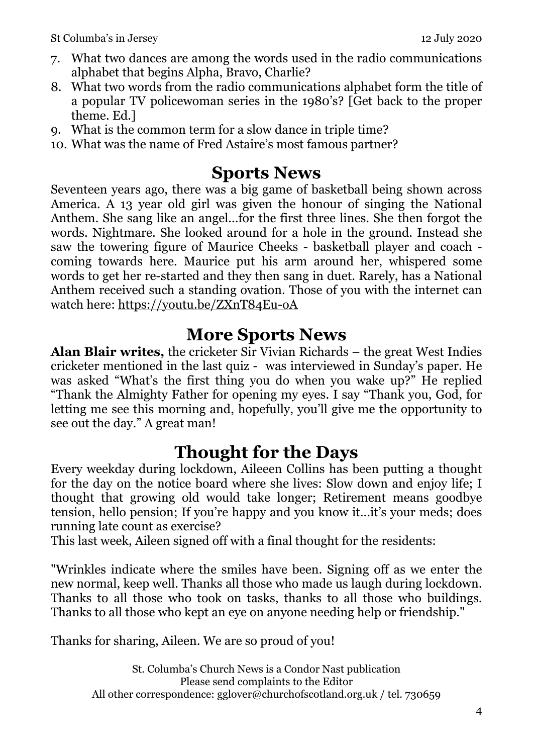7. What two dances are among the words used in the radio communications alphabet that begins Alpha, Bravo, Charlie?
8. What two words from the radio communications alphabet form the title of a popular TV policewoman series in the 1980's? [Get back to the proper theme. Ed.]
9. What is the common term for a slow dance in triple time?
10. What was the name of Fred Astaire's most famous partner?

## Sports News

Seventeen years ago, there was a big game of basketball being shown across America. A 13 year old girl was given the honour of singing the National Anthem. She sang like an angel…for the first three lines. She then forgot the words. Nightmare. She looked around for a hole in the ground. Instead she saw the towering figure of Maurice Cheeks - basketball player and coach - coming towards here. Maurice put his arm around her, whispered some words to get her re-started and they then sang in duet. Rarely, has a National Anthem received such a standing ovation. Those of you with the internet can watch here: https://youtu.be/ZXnT84Eu-oA

## More Sports News

**Alan Blair writes,** the cricketer Sir Vivian Richards – the great West Indies cricketer mentioned in the last quiz - was interviewed in Sunday's paper. He was asked "What's the first thing you do when you wake up?" He replied "Thank the Almighty Father for opening my eyes. I say "Thank you, God, for letting me see this morning and, hopefully, you'll give me the opportunity to see out the day." A great man!

## Thought for the Days

Every weekday during lockdown, Aileeen Collins has been putting a thought for the day on the notice board where she lives: Slow down and enjoy life; I thought that growing old would take longer; Retirement means goodbye tension, hello pension; If you're happy and you know it…it's your meds; does running late count as exercise?

This last week, Aileen signed off with a final thought for the residents:

"Wrinkles indicate where the smiles have been. Signing off as we enter the new normal, keep well. Thanks all those who made us laugh during lockdown. Thanks to all those who took on tasks, thanks to all those who buildings. Thanks to all those who kept an eye on anyone needing help or friendship."

Thanks for sharing, Aileen. We are so proud of you!

St. Columba's Church News is a Condor Nast publication
Please send complaints to the Editor
All other correspondence: gglover@churchofscotland.org.uk / tel. 730659